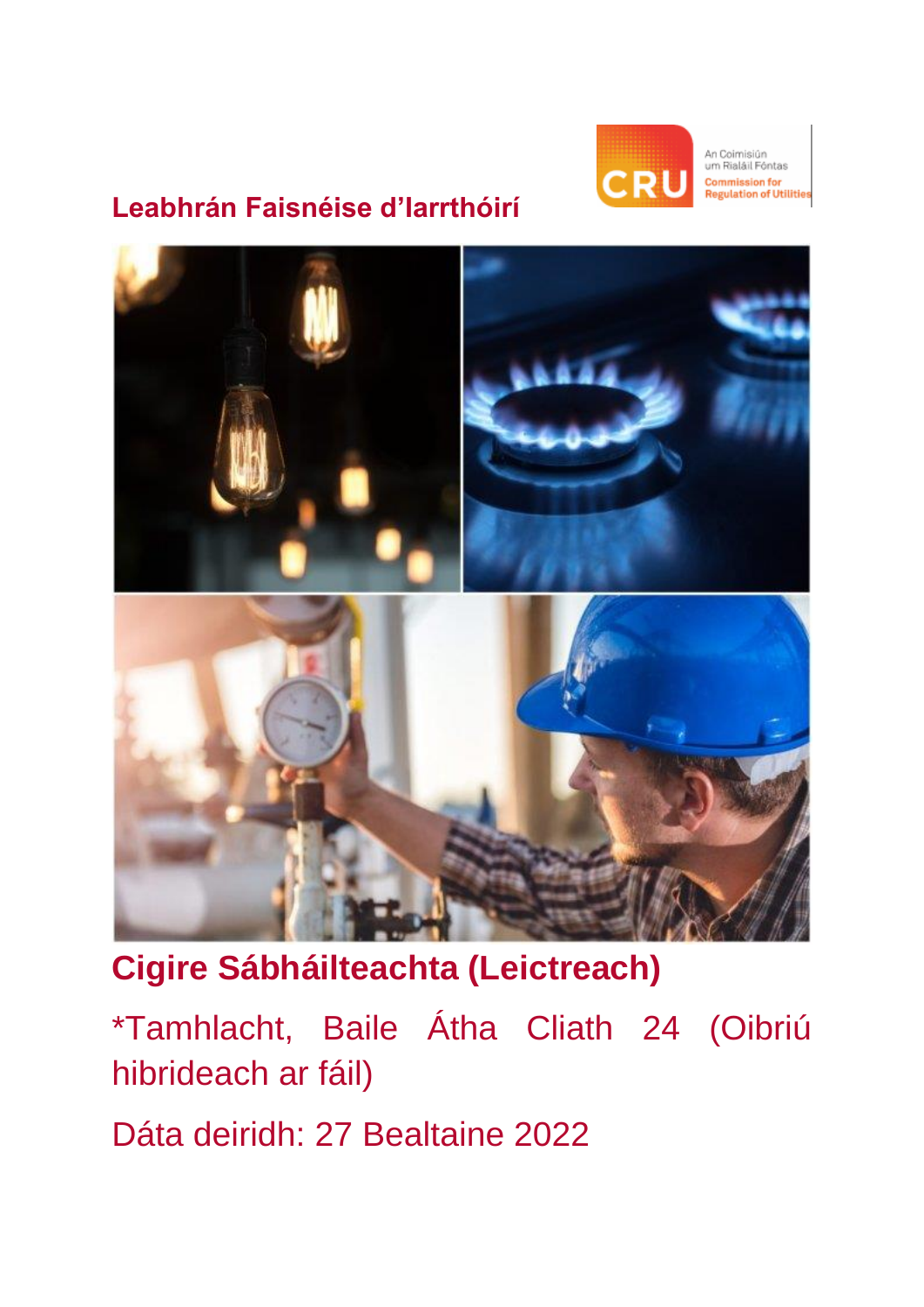An Coimisiún um Rialáil Fóntas

Commission for Regulation of Utilities

**Leabhrán Faisnéise d'Iarrthóirí**

# Cigire Sábháilteachta (Leictreach)

*Tamhlacht, Baile Átha Cliath 24 (Oibriú hibrideach ar fáil)

Dáta deiridh: 27 Bealtaine 2022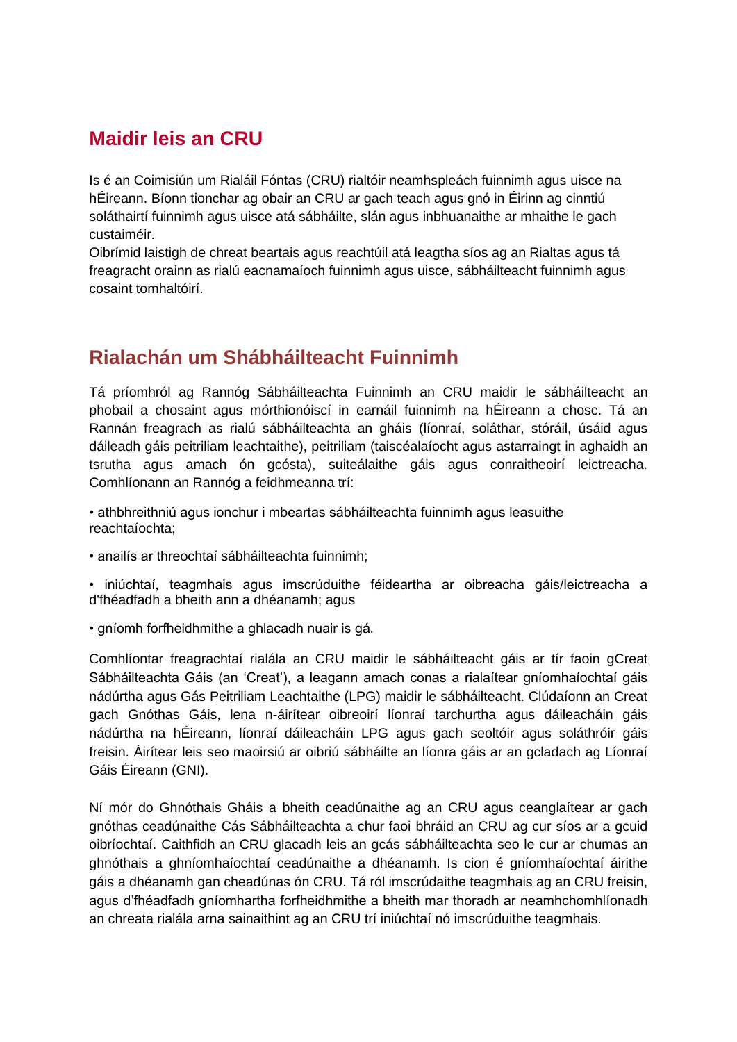## Maidir leis an CRU

Is é an Coimisiún um Rialáil Fóntas (CRU) rialtóir neamhspleách fuinnimh agus uisce na hÉireann. Bíonn tionchar ag obair an CRU ar gach teach agus gnó in Éirinn ag cinntiú soláthairtí fuinnimh agus uisce atá sábháilte, slán agus inbhuanaithe ar mhaithe le gach custaiméir.
Oibrímid laistigh de chreat beartais agus reachtúil atá leagtha síos ag an Rialtas agus tá freagracht orainn as rialú eacnamaíoch fuinnimh agus uisce, sábháilteacht fuinnimh agus cosaint tomhaltóirí.

## Rialachán um Shábháilteacht Fuinnimh

Tá príomhról ag Rannóg Sábháilteachta Fuinnimh an CRU maidir le sábháilteacht an phobail a chosaint agus mórthionóiscí in earnáil fuinnimh na hÉireann a chosc. Tá an Rannán freagrach as rialú sábháilteachta an gháis (líonraí, soláthar, stóráil, úsáid agus dáileadh gáis peitriliam leachtaithe), peitriliam (taiscéalaíocht agus astarraingt in aghaidh an tsrutha agus amach ón gcósta), suiteálaithe gáis agus conraitheoirí leictreacha. Comhlíonann an Rannóg a feidhmeanna trí:

• athbhreithniú agus ionchur i mbeartas sábháilteachta fuinnimh agus leasuithe reachtaíochta;

• anailís ar threochtaí sábháilteachta fuinnimh;

• iniúchtaí, teagmhais agus imscrúduithe féideartha ar oibreacha gáis/leictreacha a d'fhéadfadh a bheith ann a dhéanamh; agus

• gníomh forfheidhmithe a ghlacadh nuair is gá.

Comhlíontar freagrachtaí rialála an CRU maidir le sábháilteacht gáis ar tír faoin gCreat Sábháilteachta Gáis (an 'Creat'), a leagann amach conas a rialaítear gníomhaíochtaí gáis nádúrtha agus Gás Peitriliam Leachtaithe (LPG) maidir le sábháilteacht. Clúdaíonn an Creat gach Gnóthas Gáis, lena n-áirítear oibreoirí líonraí tarchurtha agus dáileacháin gáis nádúrtha na hÉireann, líonraí dáileacháin LPG agus gach seoltóir agus soláthróir gáis freisin. Áirítear leis seo maoirsiú ar oibriú sábháilte an líonra gáis ar an gcladach ag Líonraí Gáis Éireann (GNI).

Ní mór do Ghnóthais Gháis a bheith ceadúnaithe ag an CRU agus ceanglaítear ar gach gnóthas ceadúnaithe Cás Sábháilteachta a chur faoi bhráid an CRU ag cur síos ar a gcuid oibríochtaí. Caithfidh an CRU glacadh leis an gcás sábháilteachta seo le cur ar chumas an ghnóthais a ghníomhaíochtaí ceadúnaithe a dhéanamh. Is cion é gníomhaíochtaí áirithe gáis a dhéanamh gan cheadúnas ón CRU. Tá ról imscrúdaithe teagmhais ag an CRU freisin, agus d'fhéadfadh gníomhartha forfheidhmithe a bheith mar thoradh ar neamhchomhlíonadh an chreata rialála arna sainaithint ag an CRU trí iniúchtaí nó imscrúduithe teagmhais.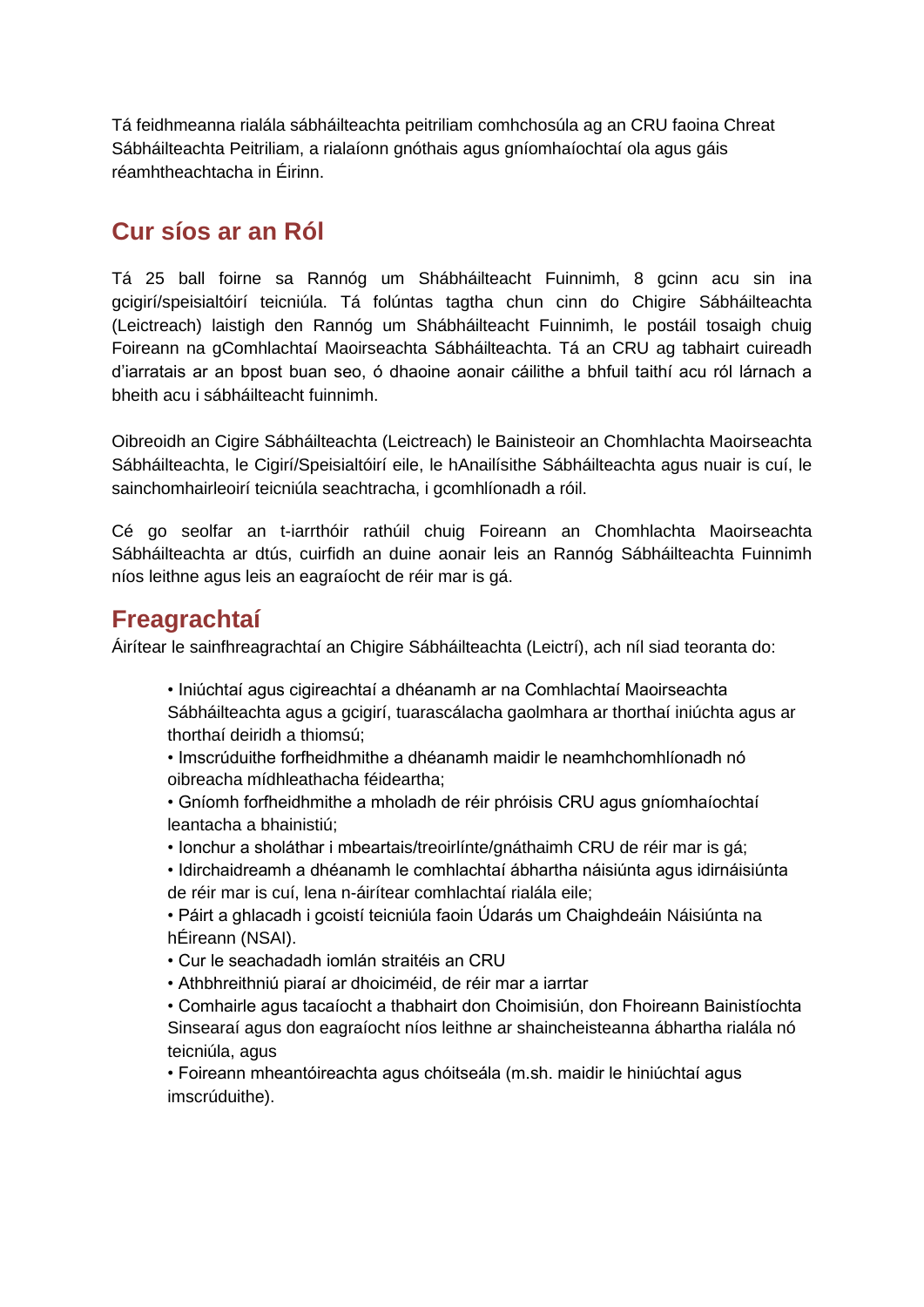Tá feidhmeanna rialála sábháilteachta peitriliam comhchosúla ag an CRU faoina Chreat Sábháilteachta Peitriliam, a rialaíonn gnóthais agus gníomhaíochtaí ola agus gáis réamhtheachtacha in Éirinn.

## Cur síos ar an Ról

Tá 25 ball foirne sa Rannóg um Shábháilteacht Fuinnimh, 8 gcinn acu sin ina gcigirí/speisialtóirí teicniúla. Tá folúntas tagtha chun cinn do Chigire Sábháilteachta (Leictreach) laistigh den Rannóg um Shábháilteacht Fuinnimh, le postáil tosaigh chuig Foireann na gComhlachtaí Maoirseachta Sábháilteachta. Tá an CRU ag tabhairt cuireadh d'iarratais ar an bpost buan seo, ó dhaoine aonair cáilithe a bhfuil taithí acu ról lárnach a bheith acu i sábháilteacht fuinnimh.

Oibreoidh an Cigire Sábháilteachta (Leictreach) le Bainisteoir an Chomhlachta Maoirseachta Sábháilteachta, le Cigirí/Speisialtóirí eile, le hAnailísithe Sábháilteachta agus nuair is cuí, le sainchomhairleoirí teicniúla seachtracha, i gcomhlíonadh a róil.

Cé go seolfar an t-iarrthóir rathúil chuig Foireann an Chomhlachta Maoirseachta Sábháilteachta ar dtús, cuirfidh an duine aonair leis an Rannóg Sábháilteachta Fuinnimh níos leithne agus leis an eagraíocht de réir mar is gá.

## Freagrachtaí

Áirítear le sainfhreagrachtaí an Chigire Sábháilteachta (Leictrí), ach níl siad teoranta do:

- Iniúchtaí agus cigireachtaí a dhéanamh ar na Comhlachtaí Maoirseachta Sábháilteachta agus a gcigirí, tuarascálacha gaolmhara ar thorthaí iniúchta agus ar thorthaí deiridh a thiomsú;
- Imscrúduithe forfheidhmithe a dhéanamh maidir le neamhchomhlíonadh nó oibreacha mídhleathacha féideartha;
- Gníomh forfheidhmithe a mholadh de réir phróisis CRU agus gníomhaíochtaí leantacha a bhainistiú;
- Ionchur a sholáthar i mbeartais/treoirlínte/gnáthaimh CRU de réir mar is gá;
- Idirchaidreamh a dhéanamh le comhlachtaí ábhartha náisiúnta agus idirnáisiúnta de réir mar is cuí, lena n-áirítear comhlachtaí rialála eile;
- Páirt a ghlacadh i gcoistí teicniúla faoin Údarás um Chaighdeáin Náisiúnta na hÉireann (NSAI).
- Cur le seachadadh iomlán straitéis an CRU
- Athbhreithniú piaraí ar dhoiciméid, de réir mar a iarrtar
- Comhairle agus tacaíocht a thabhairt don Choimisiún, don Fhoireann Bainistíochta Sinsearaí agus don eagraíocht níos leithne ar shaincheisteanna ábhartha rialála nó teicniúla, agus
- Foireann mheantóireachta agus chóitseála (m.sh. maidir le hiniúchtaí agus imscrúduithe).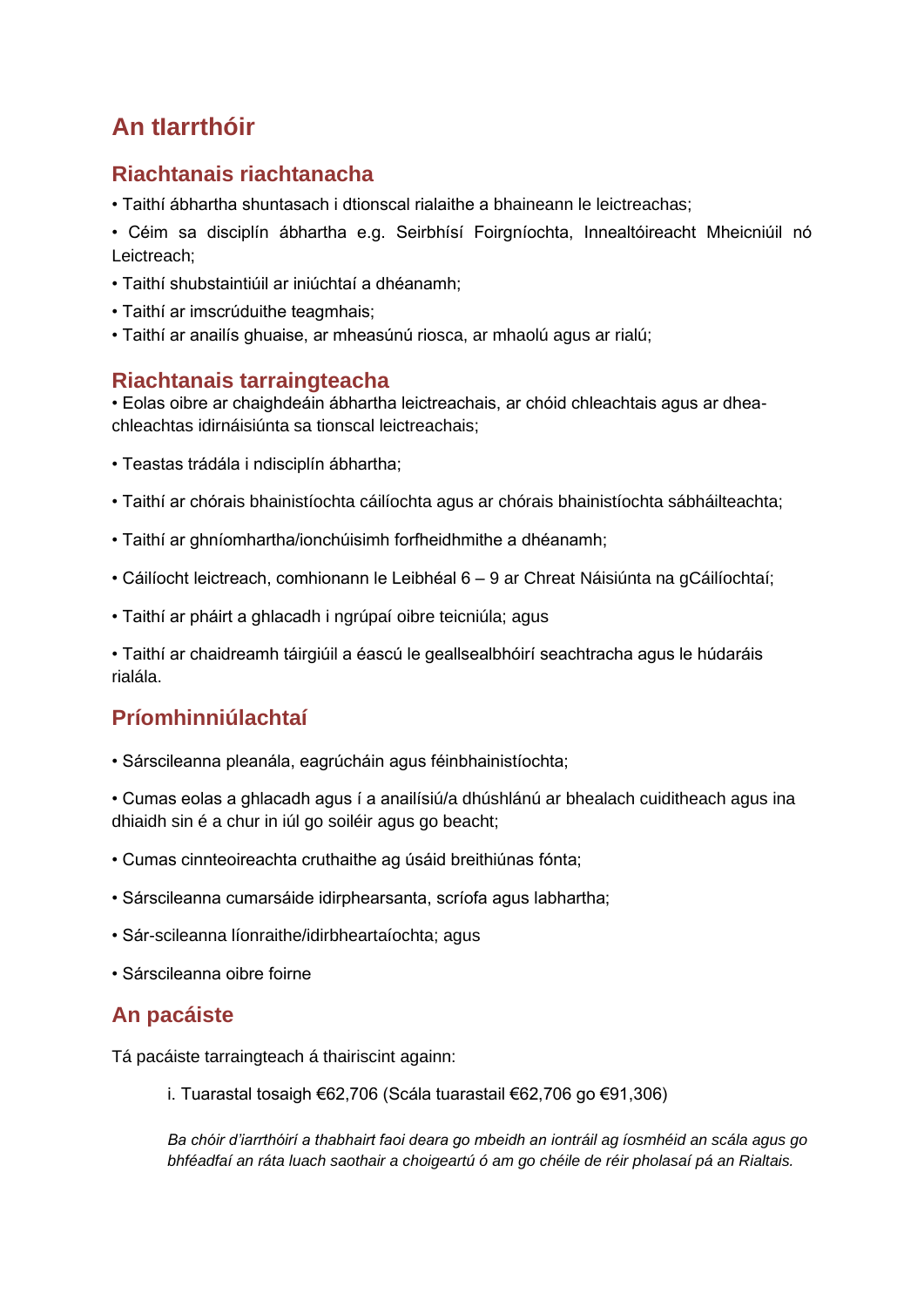## An tIarrthóir

### Riachtanais riachtanacha

- Taithí ábhartha shuntasach i dtionscal rialaithe a bhaineann le leictreachas;
- Céim sa disciplín ábhartha e.g. Seirbhísí Foirgníochta, Innealtóireacht Mheicniúil nó Leictreach;
- Taithí shubstaintiúil ar iniúchtaí a dhéanamh;
- Taithí ar imscrúduithe teagmhais;
- Taithí ar anailís ghuaise, ar mheasúnú riosca, ar mhaolú agus ar rialú;

### Riachtanais tarraingteacha

- Eolas oibre ar chaighdeáin ábhartha leictreachais, ar chóid chleachtais agus ar dhea-chleachtas idirnáisiúnta sa tionscal leictreachais;
- Teastas trádála i ndisciplín ábhartha;
- Taithí ar chórais bhainistíochta cáilíochta agus ar chórais bhainistíochta sábháilteachta;
- Taithí ar ghníomhartha/ionchúisimh forfheidhmithe a dhéanamh;
- Cáilíocht leictreach, comhionann le Leibhéal 6 – 9 ar Chreat Náisiúnta na gCáilíochtaí;
- Taithí ar pháirt a ghlacadh i ngrúpaí oibre teicniúla; agus
- Taithí ar chaidreamh táirgiúil a éascú le geallsealbhóirí seachtracha agus le húdaráis rialála.

### Príomhinniúlachtaí

- Sárscileanna pleanála, eagrúcháin agus féinbhainistíochta;
- Cumas eolas a ghlacadh agus í a anailísiú/a dhúshlánú ar bhealach cuiditheach agus ina dhiaidh sin é a chur in iúl go soiléir agus go beacht;
- Cumas cinnteoireachta cruthaithe ag úsáid breithiúnas fónta;
- Sárscileanna cumarsáide idirphearsanta, scríofa agus labhartha;
- Sár-scileanna líonraithe/idirbheartaíochta; agus
- Sárscileanna oibre foirne

### An pacáiste

Tá pacáiste tarraingteach á thairiscint againn:

i. Tuarastal tosaigh €62,706 (Scála tuarastail €62,706 go €91,306)

*Ba chóir d'iarrthóirí a thabhairt faoi deara go mbeidh an iontráil ag íosmhéid an scála agus go bhféadfaí an ráta luach saothair a choigeartú ó am go chéile de réir pholasaí pá an Rialtais.*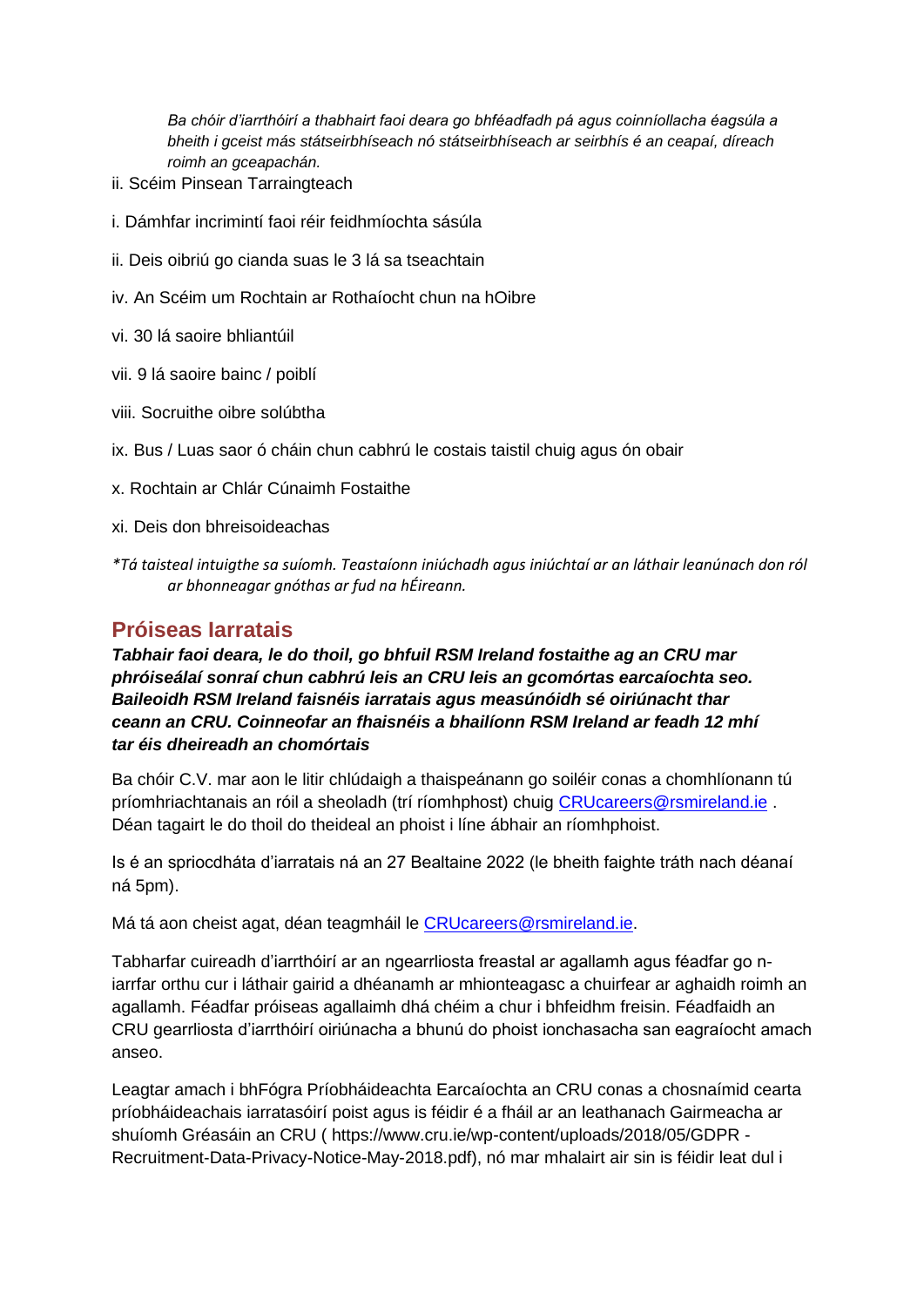*Ba chóir d'iarrthóirí a thabhairt faoi deara go bhféadfadh pá agus coinníollacha éagsúla a bheith i gceist más státseirbhíseach nó státseirbhíseach ar seirbhís é an ceapaí, díreach roimh an gceapachán.*

ii. Scéim Pinsean Tarraingteach

i. Dámhfar incrimintí faoi réir feidhmíochta sásúla

ii. Deis oibriú go cianda suas le 3 lá sa tseachtain

iv. An Scéim um Rochtain ar Rothaíocht chun na hOibre

vi. 30 lá saoire bhliantúil

vii. 9 lá saoire bainc / poiblí

viii. Socruithe oibre solúbtha

ix. Bus / Luas saor ó cháin chun cabhrú le costais taistil chuig agus ón obair

x. Rochtain ar Chlár Cúnaimh Fostaithe

xi. Deis don bhreisoideachas

*\*Tá taisteal intuigthe sa suíomh. Teastaíonn iniúchadh agus iniúchtaí ar an láthair leanúnach don ról ar bhonneagar gnóthas ar fud na hÉireann.*

## Próiseas Iarratais

***Tabhair faoi deara, le do thoil, go bhfuil RSM Ireland fostaithe ag an CRU mar phróiseálaí sonraí chun cabhrú leis an CRU leis an gcomórtas earcaíochta seo. Baileoidh RSM Ireland faisnéis iarratais agus measúnóidh sé oiriúnacht thar ceann an CRU. Coinneofar an fhaisnéis a bhailíonn RSM Ireland ar feadh 12 mhí tar éis dheireadh an chomórtais***

Ba chóir C.V. mar aon le litir chlúdaigh a thaispeánann go soiléir conas a chomhlíonann tú príomhriachtanais an róil a sheoladh (trí ríomhphost) chuig CRUcareers@rsmireland.ie . Déan tagairt le do thoil do theideal an phoist i líne ábhair an ríomhphoist.

Is é an spriocdháta d'iarratais ná an 27 Bealtaine 2022 (le bheith faighte tráth nach déanaí ná 5pm).

Má tá aon cheist agat, déan teagmháil le CRUcareers@rsmireland.ie.

Tabharfar cuireadh d'iarrthóirí ar an ngearrliosta freastal ar agallamh agus féadfar go n-iarrfar orthu cur i láthair gairid a dhéanamh ar mhionteagasc a chuirfear ar aghaidh roimh an agallamh. Féadfar próiseas agallaimh dhá chéim a chur i bhfeidhm freisin. Féadfaidh an CRU gearrliosta d'iarrthóirí oiriúnacha a bhunú do phoist ionchasacha san eagraíocht amach anseo.

Leagtar amach i bhFógra Príobháideachta Earcaíochta an CRU conas a chosnaímid cearta príobháideachais iarratasóirí poist agus is féidir é a fháil ar an leathanach Gairmeacha ar shuíomh Gréasáin an CRU ( https://www.cru.ie/wp-content/uploads/2018/05/GDPR - Recruitment-Data-Privacy-Notice-May-2018.pdf), nó mar mhalairt air sin is féidir leat dul i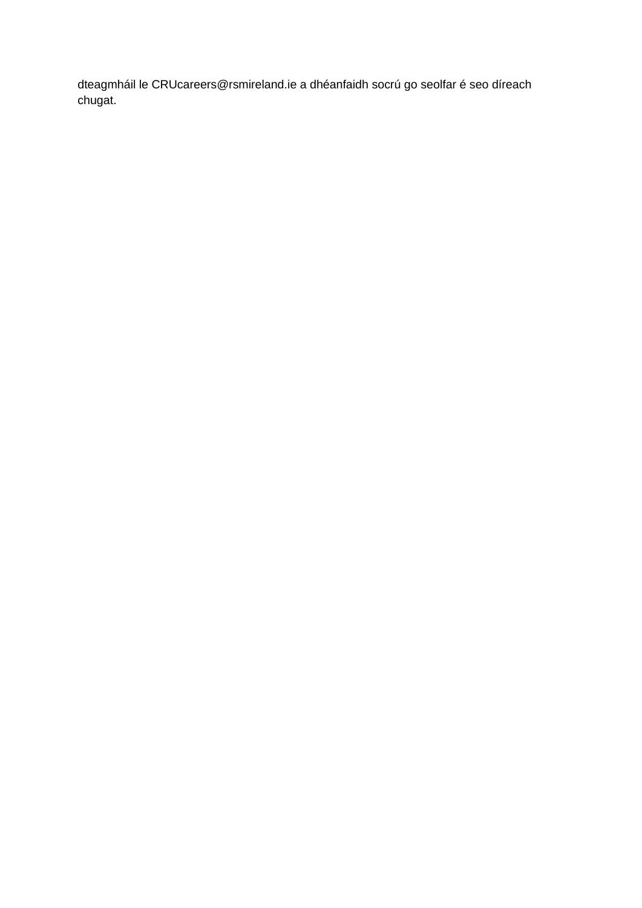dteagmháil le CRUcareers@rsmireland.ie a dhéanfaidh socrú go seolfar é seo díreach chugat.